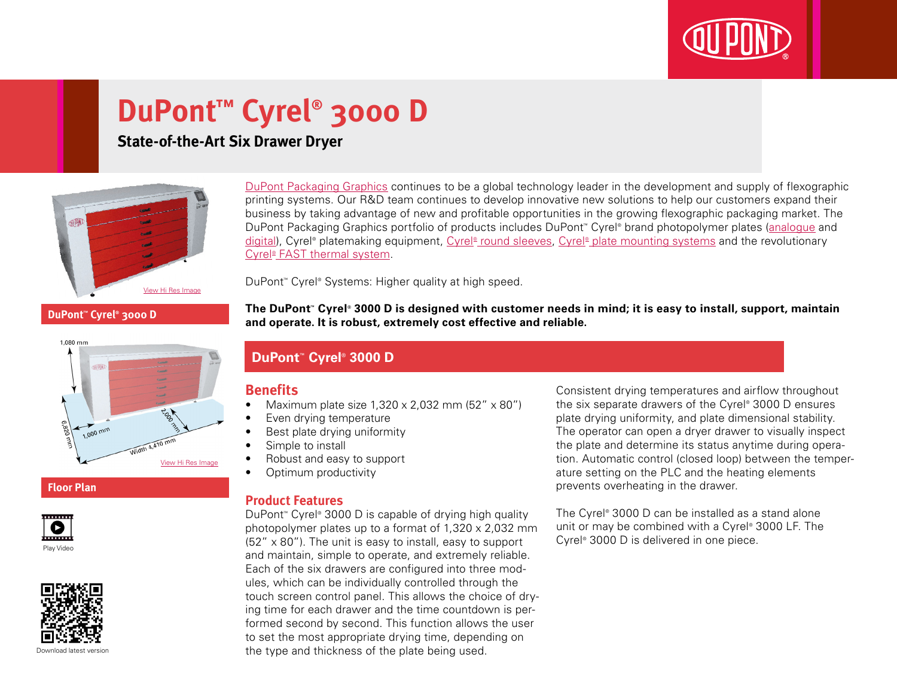# DuPont™ Cyrel® 3000 D

## State-of-the-Art Six Drawer Dryer

View Hi Res Image

**DuPont™ Cyrel® 3000 D**

1,080 mm

6,820 mm

1,000 mm

2,000 mm

Width 4,410 mm

View Hi Res Image

**Floor Plan**

Play Video

Download latest version

DuPont Packaging Graphics continues to be a global technology leader in the development and supply of flexographic printing systems. Our R&D team continues to develop innovative new solutions to help our customers expand their business by taking advantage of new and profitable opportunities in the growing flexographic packaging market. The DuPont Packaging Graphics portfolio of products includes DuPont™ Cyrel® brand photopolymer plates (analogue and digital), Cyrel® platemaking equipment, Cyrel® round sleeves, Cyrel® plate mounting systems and the revolutionary Cyrel® FAST thermal system.

DuPont™ Cyrel® Systems: Higher quality at high speed.

**The DuPont™ Cyrel® 3000 D is designed with customer needs in mind; it is easy to install, support, maintain and operate. It is robust, extremely cost effective and reliable.**

## DuPont™ Cyrel® 3000 D

### Benefits

- Maximum plate size 1,320 x 2,032 mm (52" x 80")
- Even drying temperature
- Best plate drying uniformity
- Simple to install
- Robust and easy to support
- Optimum productivity

### Product Features

DuPont™ Cyrel® 3000 D is capable of drying high quality photopolymer plates up to a format of 1,320 x 2,032 mm (52" x 80"). The unit is easy to install, easy to support and maintain, simple to operate, and extremely reliable. Each of the six drawers are configured into three modules, which can be individually controlled through the touch screen control panel. This allows the choice of drying time for each drawer and the time countdown is performed second by second. This function allows the user to set the most appropriate drying time, depending on the type and thickness of the plate being used.

Consistent drying temperatures and airflow throughout the six separate drawers of the Cyrel® 3000 D ensures plate drying uniformity, and plate dimensional stability. The operator can open a dryer drawer to visually inspect the plate and determine its status anytime during operation. Automatic control (closed loop) between the temperature setting on the PLC and the heating elements prevents overheating in the drawer.

The Cyrel® 3000 D can be installed as a stand alone unit or may be combined with a Cyrel® 3000 LF. The Cyrel® 3000 D is delivered in one piece.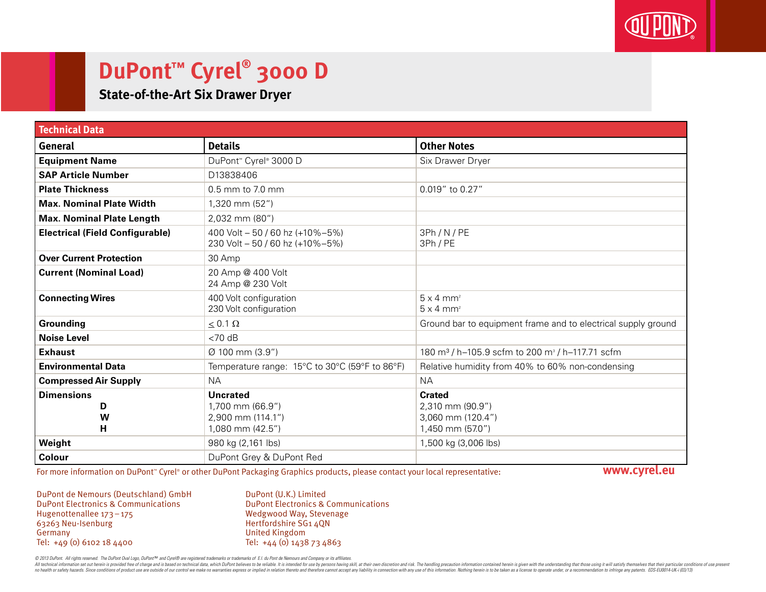# DuPont™ Cyrel® 3000 D

## State-of-the-Art Six Drawer Dryer

| Technical Data | | |
|---|---|---|
| **General** | **Details** | **Other Notes** |
| **Equipment Name** | DuPont™ Cyrel® 3000 D | Six Drawer Dryer |
| **SAP Article Number** | D13838406 | |
| **Plate Thickness** | 0.5 mm to 7.0 mm | 0.019" to 0.27" |
| **Max. Nominal Plate Width** | 1,320 mm (52") | |
| **Max. Nominal Plate Length** | 2,032 mm (80") | |
| **Electrical (Field Configurable)** | 400 Volt – 50 / 60 hz (+10%–5%)<br>230 Volt – 50 / 60 hz (+10%–5%) | 3Ph / N / PE<br>3Ph / PE |
| **Over Current Protection** | 30 Amp | |
| **Current (Nominal Load)** | 20 Amp @ 400 Volt<br>24 Amp @ 230 Volt | |
| **Connecting Wires** | 400 Volt configuration<br>230 Volt configuration | 5 x 4 $mm^2$<br>5 x 4 $mm^2$ |
| **Grounding** | ≤ 0.1 Ω | Ground bar to equipment frame and to electrical supply ground |
| **Noise Level** | <70 dB | |
| **Exhaust** | Ø 100 mm (3.9") | 180 $m^3$ / h–105.9 scfm to 200 $m^3$ / h–117.71 scfm |
| **Environmental Data** | Temperature range: 15°C to 30°C (59°F to 86°F) | Relative humidity from 40% to 60% non-condensing |
| **Compressed Air Supply** | NA | NA |
| **Dimensions**<br>**D**<br>**W**<br>**H** | **Uncrated**<br>1,700 mm (66.9")<br>2,900 mm (114.1")<br>1,080 mm (42.5") | **Crated**<br>2,310 mm (90.9")<br>3,060 mm (120.4")<br>1,450 mm (57.0") |
| **Weight** | 980 kg (2,161 lbs) | 1,500 kg (3,006 lbs) |
| **Colour** | DuPont Grey & DuPont Red | |

For more information on DuPont™ Cyrel® or other DuPont Packaging Graphics products, please contact your local representative:

**www.cyrel.eu**

DuPont de Nemours (Deutschland) GmbH
DuPont Electronics & Communications
Hugenottenallee 173 – 175
63263 Neu-Isenburg
Germany
Tel: +49 (0) 6102 18 4400

DuPont (U.K.) Limited
DuPont Electronics & Communications
Wedgwood Way, Stevenage
Hertfordshire SG1 4QN
United Kingdom
Tel: +44 (0) 1438 73 4863

© 2013 DuPont. All rights reserved. The DuPont Oval Logo, DuPont™ and Cyrel® are registered trademarks or trademarks of E.I. du Pont de Nemours and Company or its affiliates.
All technical information set out herein is provided free of charge and is based on technical data, which DuPont believes to be reliable. It is intended for use by persons having skill, at their own discretion and risk. The handling precaution information contained herein is given with the understanding that those using it will satisfy themselves that their particular conditions of use present no health or safety hazards. Since conditions of product use are outside of our control we make no warranties express or implied in relation thereto and therefore cannot accept any liability in connection with any use of this information. Nothing herein is to be taken as a license to operate under, or a recommendation to infringe any patents. EDS-EU0014-UK-i (03/13)